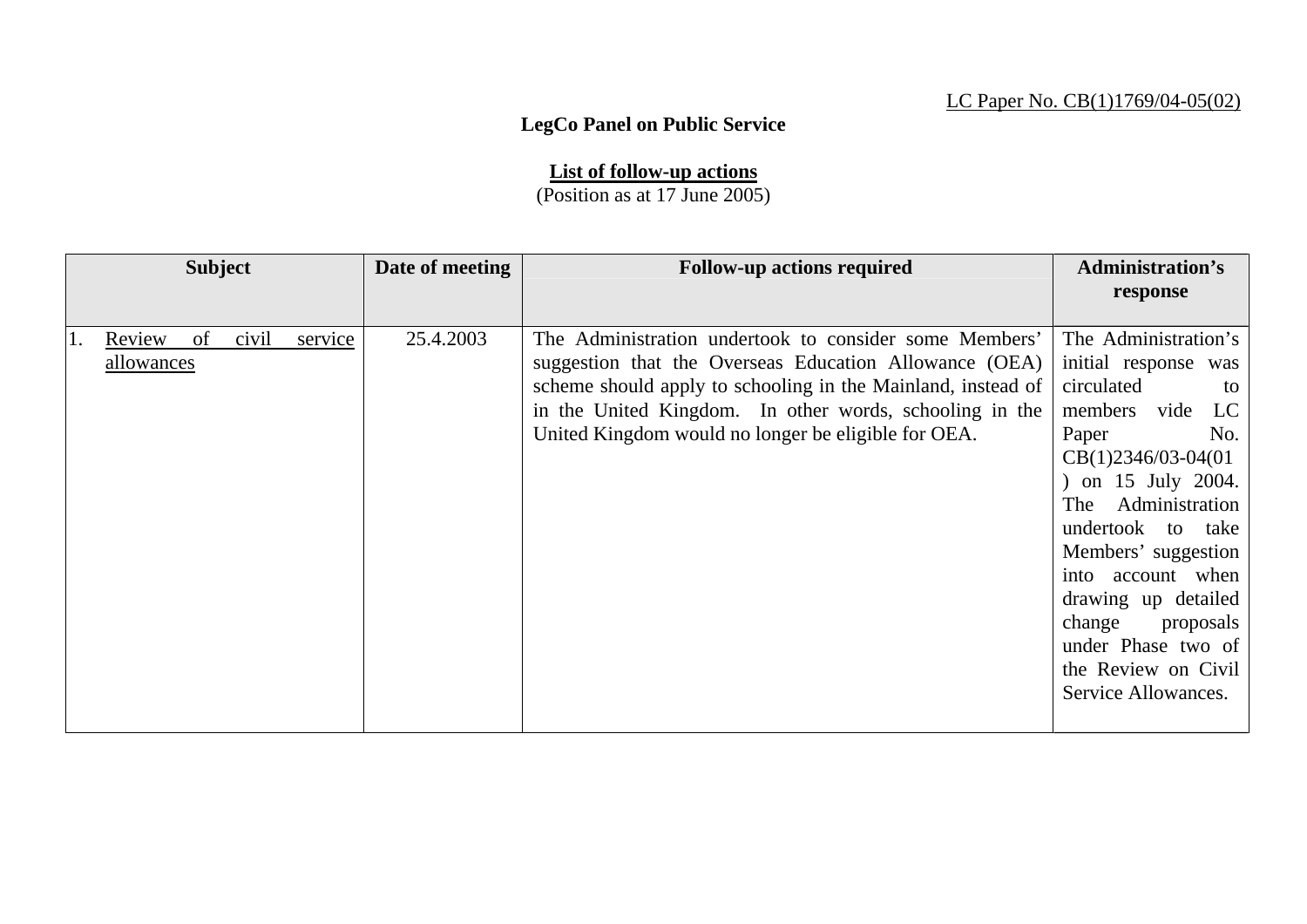LC Paper No. CB(1)1769/04-05(02)

**LegCo Panel on Public Service**

**List of follow-up actions**
(Position as at 17 June 2005)

| Subject | Date of meeting | Follow-up actions required | Administration's response |
|---|---|---|---|
| 1. Review of civil service allowances | 25.4.2003 | The Administration undertook to consider some Members' suggestion that the Overseas Education Allowance (OEA) scheme should apply to schooling in the Mainland, instead of in the United Kingdom. In other words, schooling in the United Kingdom would no longer be eligible for OEA. | The Administration's initial response was circulated to members vide LC Paper No. CB(1)2346/03-04(01) on 15 July 2004. The Administration undertook to take Members' suggestion into account when drawing up detailed change proposals under Phase two of the Review on Civil Service Allowances. |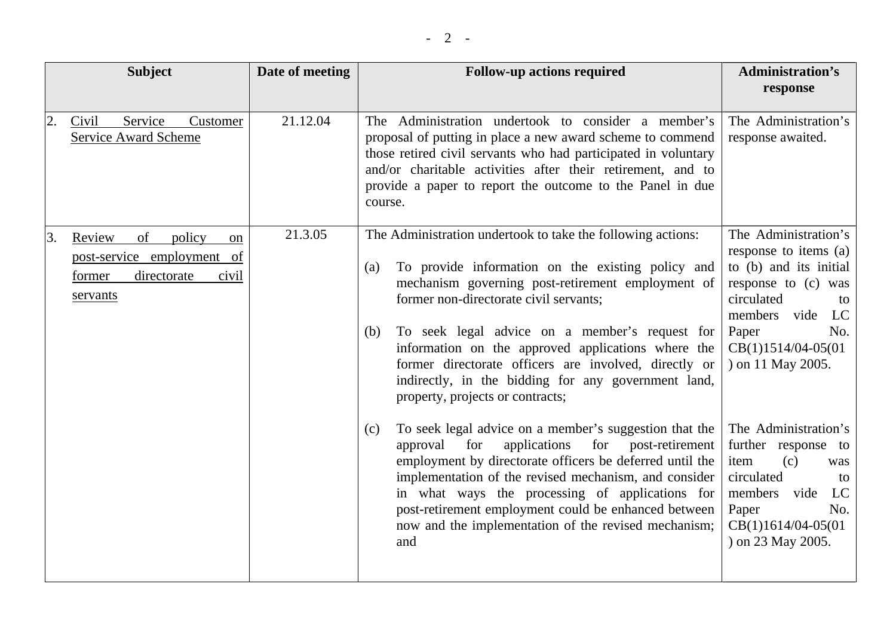| Subject | Date of meeting | Follow-up actions required | Administration's response |
|---|---|---|---|
| 2. Civil Service Customer Service Award Scheme | 21.12.04 | The Administration undertook to consider a member's proposal of putting in place a new award scheme to commend those retired civil servants who had participated in voluntary and/or charitable activities after their retirement, and to provide a paper to report the outcome to the Panel in due course. | The Administration's response awaited. |
| 3. Review of policy on post-service employment of former directorate civil servants | 21.3.05 | The Administration undertook to take the following actions:<br><br>(a) To provide information on the existing policy and mechanism governing post-retirement employment of former non-directorate civil servants;<br><br>(b) To seek legal advice on a member's request for information on the approved applications where the former directorate officers are involved, directly or indirectly, in the bidding for any government land, property, projects or contracts;<br><br>(c) To seek legal advice on a member's suggestion that the approval for applications for post-retirement employment by directorate officers be deferred until the implementation of the revised mechanism, and consider in what ways the processing of applications for post-retirement employment could be enhanced between now and the implementation of the revised mechanism; and | The Administration's response to items (a) to (b) and its initial response to (c) was circulated to members vide LC Paper No. CB(1)1514/04-05(01) on 11 May 2005.<br><br>The Administration's further response to item (c) was circulated to members vide LC Paper No. CB(1)1614/04-05(01) on 23 May 2005. |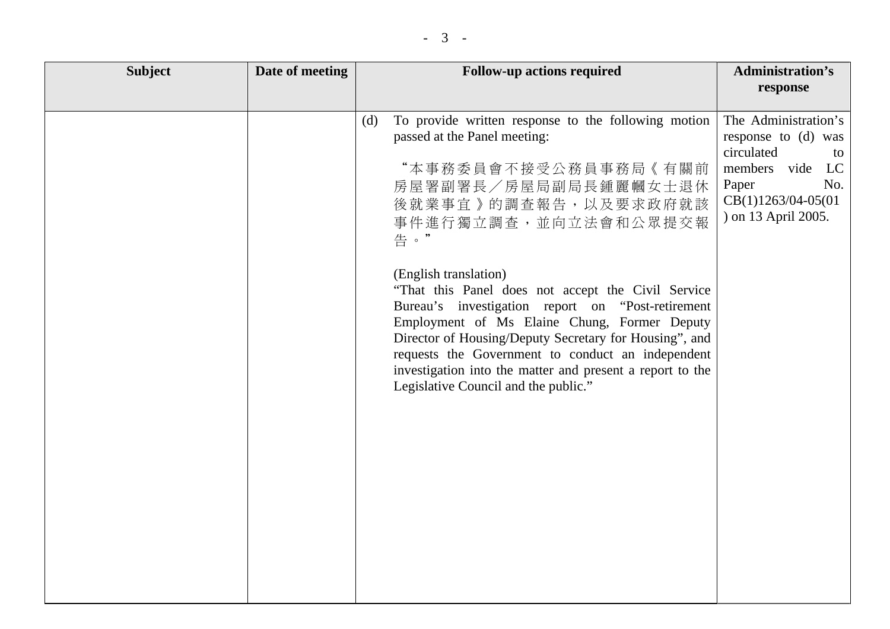| Subject | Date of meeting | Follow-up actions required | Administration's response |
|---|---|---|---|
| | | (d) To provide written response to the following motion passed at the Panel meeting:<br><br>"本事務委員會不接受公務員事務局《有關前房屋署副署長／房屋局副局長鍾麗幗女士退休後就業事宜》的調查報告，以及要求政府就該事件進行獨立調查，並向立法會和公眾提交報告。"<br><br>(English translation)<br>"That this Panel does not accept the Civil Service Bureau's investigation report on "Post-retirement Employment of Ms Elaine Chung, Former Deputy Director of Housing/Deputy Secretary for Housing", and requests the Government to conduct an independent investigation into the matter and present a report to the Legislative Council and the public." | The Administration's response to (d) was circulated to members vide LC Paper No. CB(1)1263/04-05(01) on 13 April 2005. |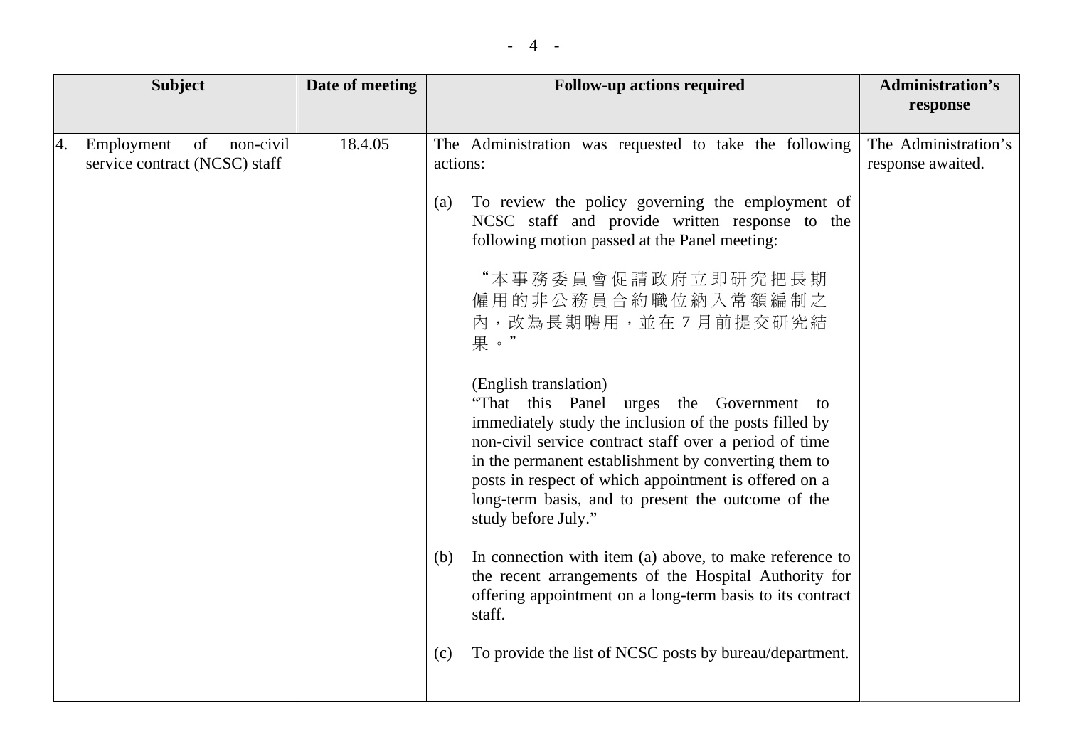| Subject | Date of meeting | Follow-up actions required | Administration's response |
|---|---|---|---|
| 4. Employment of non-civil service contract (NCSC) staff | 18.4.05 | The Administration was requested to take the following actions:<br><br>(a) To review the policy governing the employment of NCSC staff and provide written response to the following motion passed at the Panel meeting:<br><br>"本事務委員會促請政府立即研究把長期僱用的非公務員合約職位納入常額編制之內，改為長期聘用，並在 7 月前提交研究結果。"<br><br>(English translation)<br>"That this Panel urges the Government to immediately study the inclusion of the posts filled by non-civil service contract staff over a period of time in the permanent establishment by converting them to posts in respect of which appointment is offered on a long-term basis, and to present the outcome of the study before July."<br><br>(b) In connection with item (a) above, to make reference to the recent arrangements of the Hospital Authority for offering appointment on a long-term basis to its contract staff.<br><br>(c) To provide the list of NCSC posts by bureau/department. | The Administration's response awaited. |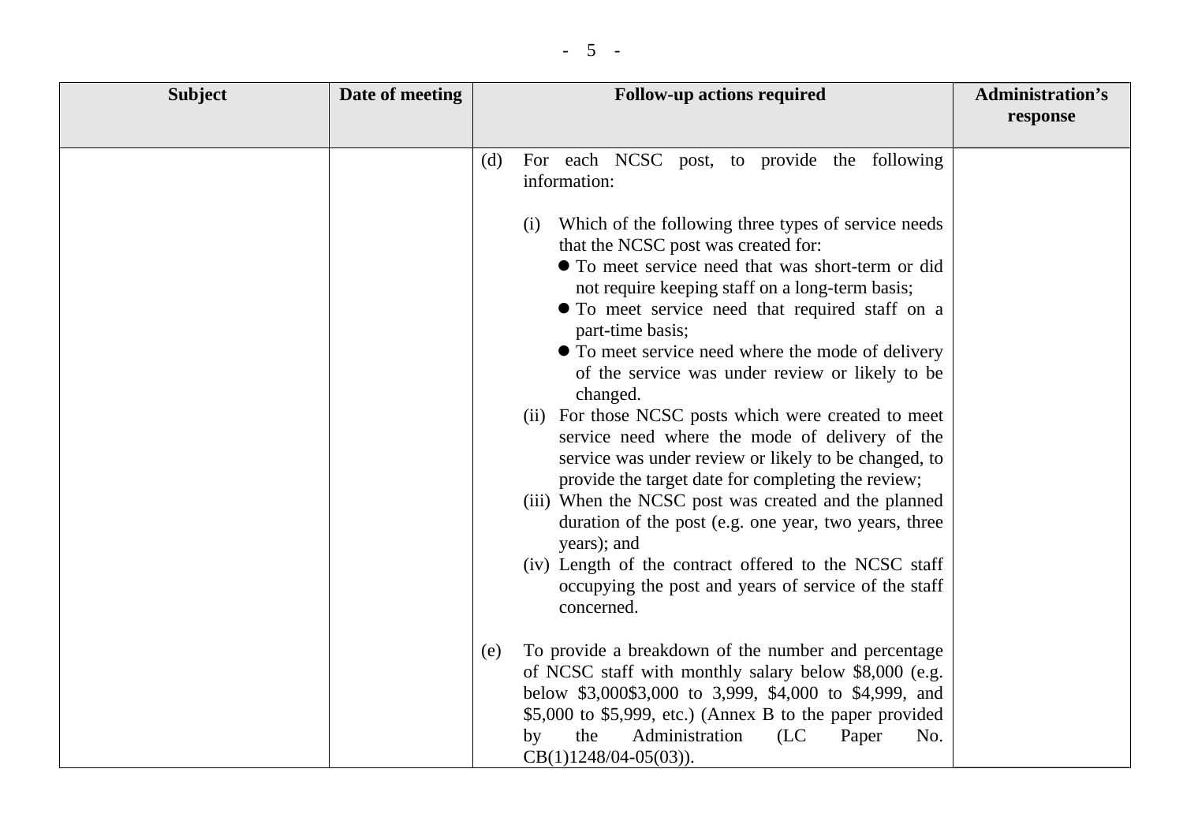| Subject | Date of meeting | Follow-up actions required | Administration's response |
|---|---|---|---|
| | | (d) For each NCSC post, to provide the following information:<br><br>(i) Which of the following three types of service needs that the NCSC post was created for:<br>● To meet service need that was short-term or did not require keeping staff on a long-term basis;<br>● To meet service need that required staff on a part-time basis;<br>● To meet service need where the mode of delivery of the service was under review or likely to be changed.<br>(ii) For those NCSC posts which were created to meet service need where the mode of delivery of the service was under review or likely to be changed, to provide the target date for completing the review;<br>(iii) When the NCSC post was created and the planned duration of the post (e.g. one year, two years, three years); and<br>(iv) Length of the contract offered to the NCSC staff occupying the post and years of service of the staff concerned.<br><br>(e) To provide a breakdown of the number and percentage of NCSC staff with monthly salary below $8,000 (e.g. below $3,000$3,000 to 3,999, $4,000 to $4,999, and $5,000 to $5,999, etc.) (Annex B to the paper provided by the Administration (LC Paper No. CB(1)1248/04-05(03)). | |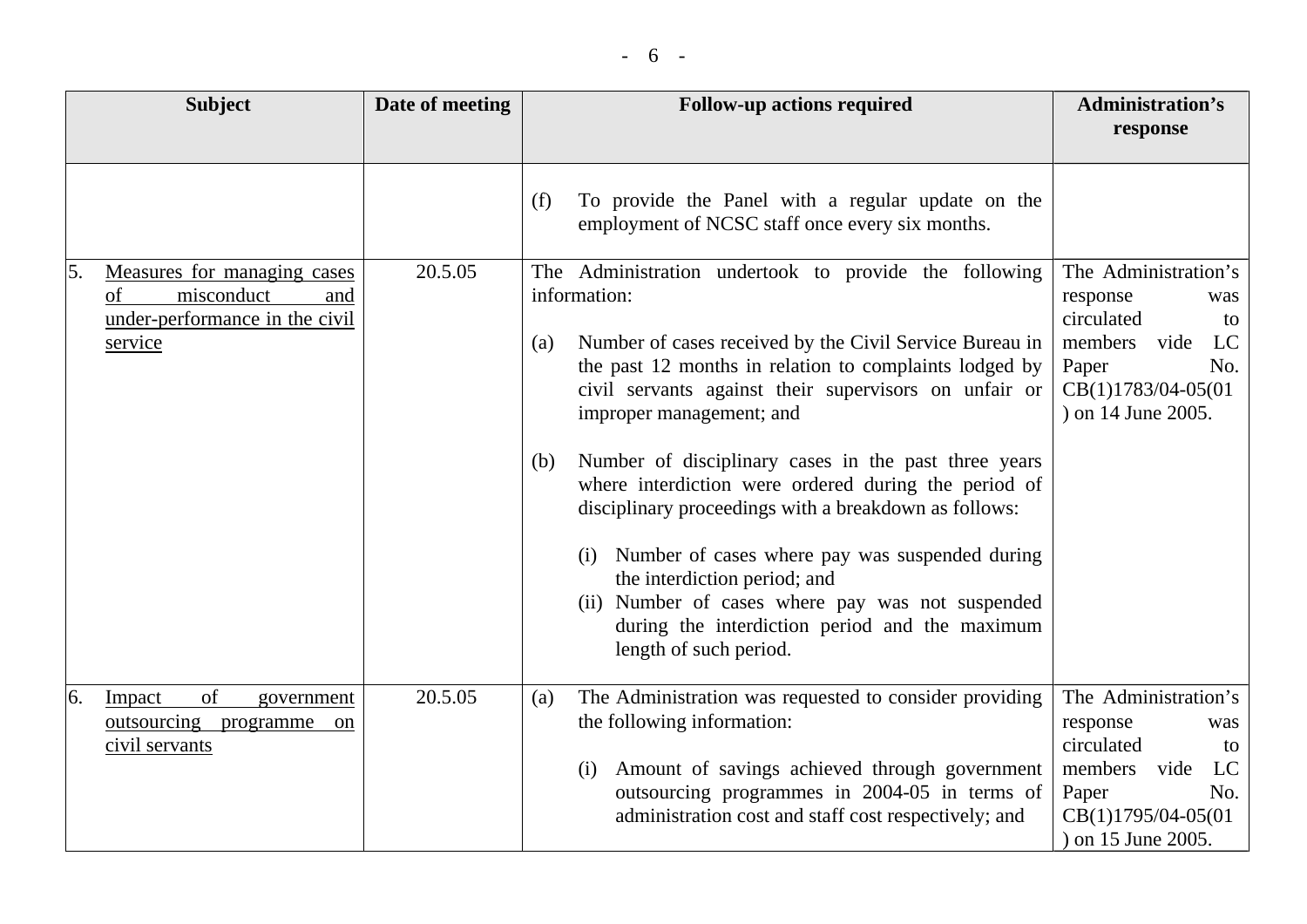| Subject | Date of meeting | Follow-up actions required | Administration's response |
|---|---|---|---|
| | | (f) To provide the Panel with a regular update on the employment of NCSC staff once every six months. | |
| 5. <u>Measures for managing cases of misconduct and under-performance in the civil service</u> | 20.5.05 | The Administration undertook to provide the following information:<br><br>(a) Number of cases received by the Civil Service Bureau in the past 12 months in relation to complaints lodged by civil servants against their supervisors on unfair or improper management; and<br><br>(b) Number of disciplinary cases in the past three years where interdiction were ordered during the period of disciplinary proceedings with a breakdown as follows:<br><br>(i) Number of cases where pay was suspended during the interdiction period; and<br>(ii) Number of cases where pay was not suspended during the interdiction period and the maximum length of such period. | The Administration's response was circulated to members vide LC Paper No. CB(1)1783/04-05(01) on 14 June 2005. |
| 6. <u>Impact of government outsourcing programme on civil servants</u> | 20.5.05 | (a) The Administration was requested to consider providing the following information:<br><br>(i) Amount of savings achieved through government outsourcing programmes in 2004-05 in terms of administration cost and staff cost respectively; and | The Administration's response was circulated to members vide LC Paper No. CB(1)1795/04-05(01) on 15 June 2005. |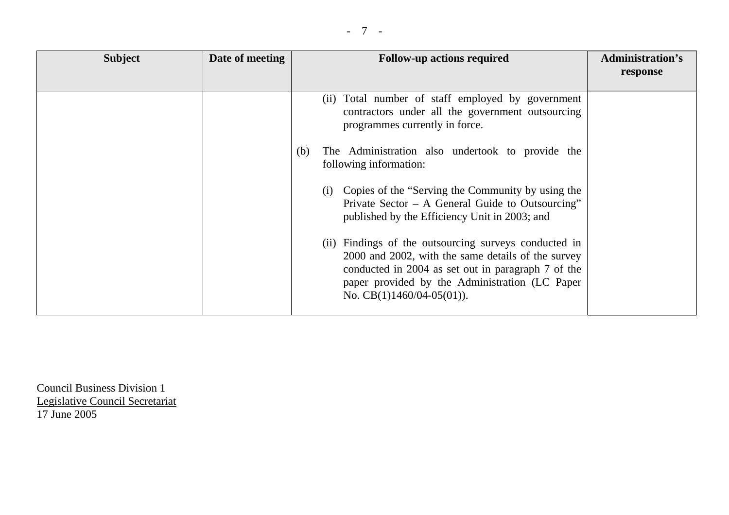| Subject | Date of meeting | Follow-up actions required | Administration's response |
|---|---|---|---|
| | | (ii) Total number of staff employed by government contractors under all the government outsourcing programmes currently in force.<br><br>(b) The Administration also undertook to provide the following information:<br><br>(i) Copies of the "Serving the Community by using the Private Sector – A General Guide to Outsourcing" published by the Efficiency Unit in 2003; and<br><br>(ii) Findings of the outsourcing surveys conducted in 2000 and 2002, with the same details of the survey conducted in 2004 as set out in paragraph 7 of the paper provided by the Administration (LC Paper No. CB(1)1460/04-05(01)). | |

Council Business Division 1
Legislative Council Secretariat
17 June 2005